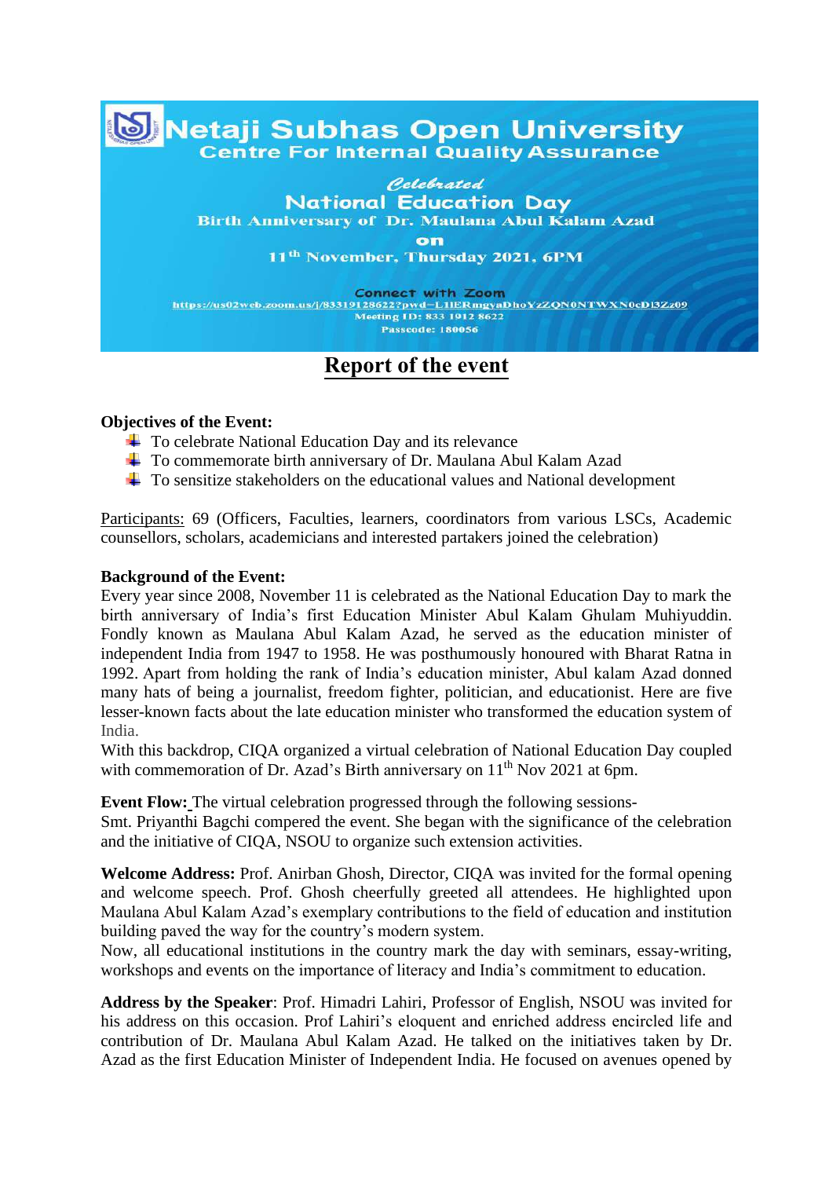# Netaji Subhas Open University

## Centre For Internal Quality Assurance

*Celebrated*

**National Education Day**

Birth Anniversary of Dr. Maulana Abul Kalam Azad

on

11th November, Thursday 2021, 6PM

Connect with Zoom

https://us02web.zoom.us/j/83319128622?pwd=L1lERmgyaDhoYzZQN0NTWXN0cDl3Zz09

Meeting ID: 833 1912 8622

Passcode: 180056

## Report of the event

**Objectives of the Event:**

- To celebrate National Education Day and its relevance
- To commemorate birth anniversary of Dr. Maulana Abul Kalam Azad
- To sensitize stakeholders on the educational values and National development

Participants: 69 (Officers, Faculties, learners, coordinators from various LSCs, Academic counsellors, scholars, academicians and interested partakers joined the celebration)

**Background of the Event:**

Every year since 2008, November 11 is celebrated as the National Education Day to mark the birth anniversary of India's first Education Minister Abul Kalam Ghulam Muhiyuddin. Fondly known as Maulana Abul Kalam Azad, he served as the education minister of independent India from 1947 to 1958. He was posthumously honoured with Bharat Ratna in 1992. Apart from holding the rank of India's education minister, Abul kalam Azad donned many hats of being a journalist, freedom fighter, politician, and educationist. Here are five lesser-known facts about the late education minister who transformed the education system of India.

With this backdrop, CIQA organized a virtual celebration of National Education Day coupled with commemoration of Dr. Azad's Birth anniversary on 11th Nov 2021 at 6pm.

**Event Flow:** The virtual celebration progressed through the following sessions-

Smt. Priyanthi Bagchi compered the event. She began with the significance of the celebration and the initiative of CIQA, NSOU to organize such extension activities.

**Welcome Address:** Prof. Anirban Ghosh, Director, CIQA was invited for the formal opening and welcome speech. Prof. Ghosh cheerfully greeted all attendees. He highlighted upon Maulana Abul Kalam Azad's exemplary contributions to the field of education and institution building paved the way for the country's modern system.

Now, all educational institutions in the country mark the day with seminars, essay-writing, workshops and events on the importance of literacy and India's commitment to education.

**Address by the Speaker**: Prof. Himadri Lahiri, Professor of English, NSOU was invited for his address on this occasion. Prof Lahiri's eloquent and enriched address encircled life and contribution of Dr. Maulana Abul Kalam Azad. He talked on the initiatives taken by Dr. Azad as the first Education Minister of Independent India. He focused on avenues opened by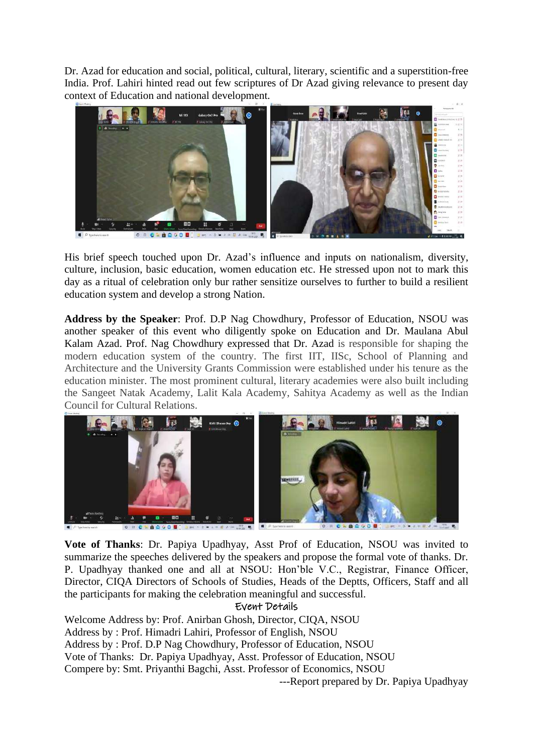Dr. Azad for education and social, political, cultural, literary, scientific and a superstition-free India. Prof. Lahiri hinted read out few scriptures of Dr Azad giving relevance to present day context of Education and national development.

His brief speech touched upon Dr. Azad's influence and inputs on nationalism, diversity, culture, inclusion, basic education, women education etc. He stressed upon not to mark this day as a ritual of celebration only bur rather sensitize ourselves to further to build a resilient education system and develop a strong Nation.

**Address by the Speaker**: Prof. D.P Nag Chowdhury, Professor of Education, NSOU was another speaker of this event who diligently spoke on Education and Dr. Maulana Abul Kalam Azad. Prof. Nag Chowdhury expressed that Dr. Azad is responsible for shaping the modern education system of the country. The first IIT, IISc, School of Planning and Architecture and the University Grants Commission were established under his tenure as the education minister. The most prominent cultural, literary academies were also built including the Sangeet Natak Academy, Lalit Kala Academy, Sahitya Academy as well as the Indian Council for Cultural Relations.

**Vote of Thanks**: Dr. Papiya Upadhyay, Asst Prof of Education, NSOU was invited to summarize the speeches delivered by the speakers and propose the formal vote of thanks. Dr. P. Upadhyay thanked one and all at NSOU: Hon'ble V.C., Registrar, Finance Officer, Director, CIQA Directors of Schools of Studies, Heads of the Depts, Officers, Staff and all the participants for making the celebration meaningful and successful.

## Event Details

Welcome Address by: Prof. Anirban Ghosh, Director, CIQA, NSOU
Address by : Prof. Himadri Lahiri, Professor of English, NSOU
Address by : Prof. D.P Nag Chowdhury, Professor of Education, NSOU
Vote of Thanks: Dr. Papiya Upadhyay, Asst. Professor of Education, NSOU
Compere by: Smt. Priyanthi Bagchi, Asst. Professor of Economics, NSOU

---Report prepared by Dr. Papiya Upadhyay